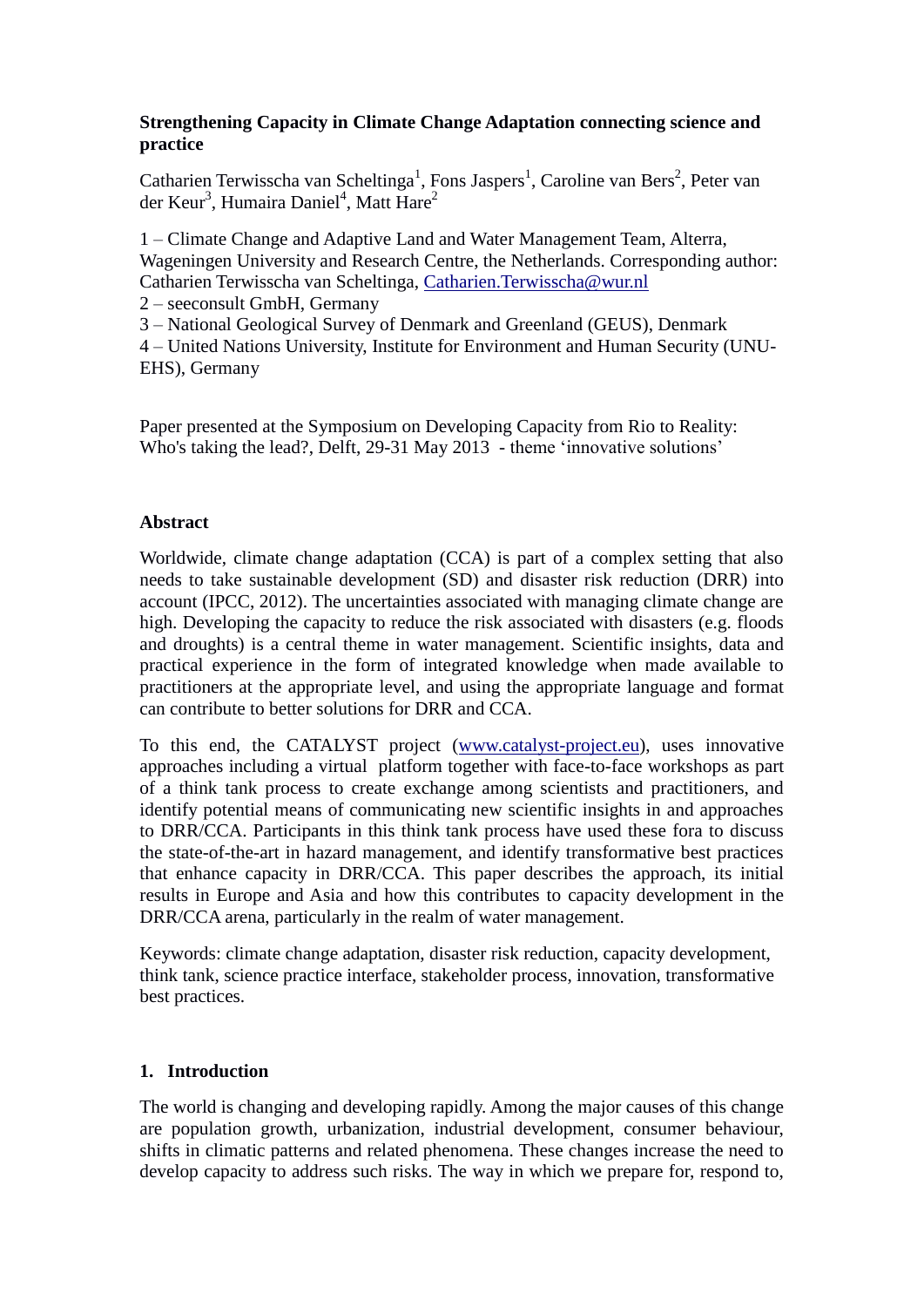**Strengthening Capacity in Climate Change Adaptation connecting science and practice**

Catharien Terwisscha van Scheltinga[1], Fons Jaspers[1], Caroline van Bers[2], Peter van der Keur[3], Humaira Daniel[4], Matt Hare[2]

1 – Climate Change and Adaptive Land and Water Management Team, Alterra, Wageningen University and Research Centre, the Netherlands. Corresponding author: Catharien Terwisscha van Scheltinga, Catharien.Terwisscha@wur.nl
2 – seeconsult GmbH, Germany
3 – National Geological Survey of Denmark and Greenland (GEUS), Denmark
4 – United Nations University, Institute for Environment and Human Security (UNU-EHS), Germany

Paper presented at the Symposium on Developing Capacity from Rio to Reality: Who's taking the lead?, Delft, 29-31 May 2013 - theme 'innovative solutions'

**Abstract**

Worldwide, climate change adaptation (CCA) is part of a complex setting that also needs to take sustainable development (SD) and disaster risk reduction (DRR) into account (IPCC, 2012). The uncertainties associated with managing climate change are high. Developing the capacity to reduce the risk associated with disasters (e.g. floods and droughts) is a central theme in water management. Scientific insights, data and practical experience in the form of integrated knowledge when made available to practitioners at the appropriate level, and using the appropriate language and format can contribute to better solutions for DRR and CCA.

To this end, the CATALYST project (www.catalyst-project.eu), uses innovative approaches including a virtual platform together with face-to-face workshops as part of a think tank process to create exchange among scientists and practitioners, and identify potential means of communicating new scientific insights in and approaches to DRR/CCA. Participants in this think tank process have used these fora to discuss the state-of-the-art in hazard management, and identify transformative best practices that enhance capacity in DRR/CCA. This paper describes the approach, its initial results in Europe and Asia and how this contributes to capacity development in the DRR/CCA arena, particularly in the realm of water management.

Keywords: climate change adaptation, disaster risk reduction, capacity development, think tank, science practice interface, stakeholder process, innovation, transformative best practices.

## 1. Introduction

The world is changing and developing rapidly. Among the major causes of this change are population growth, urbanization, industrial development, consumer behaviour, shifts in climatic patterns and related phenomena. These changes increase the need to develop capacity to address such risks. The way in which we prepare for, respond to,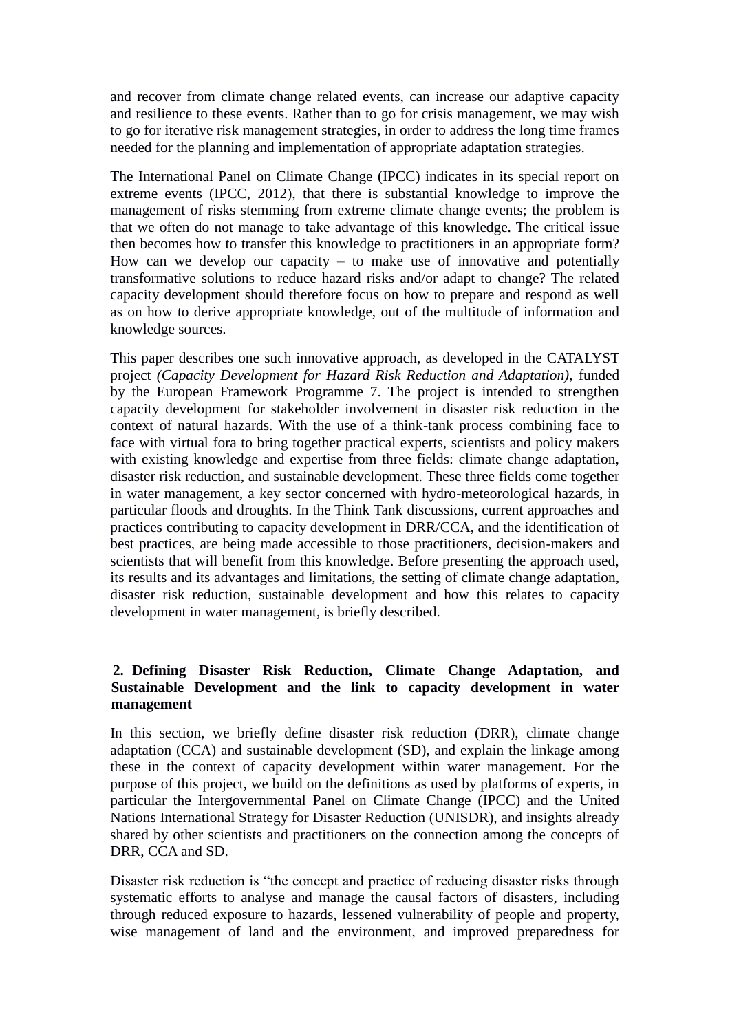and recover from climate change related events, can increase our adaptive capacity and resilience to these events. Rather than to go for crisis management, we may wish to go for iterative risk management strategies, in order to address the long time frames needed for the planning and implementation of appropriate adaptation strategies.

The International Panel on Climate Change (IPCC) indicates in its special report on extreme events (IPCC, 2012), that there is substantial knowledge to improve the management of risks stemming from extreme climate change events; the problem is that we often do not manage to take advantage of this knowledge. The critical issue then becomes how to transfer this knowledge to practitioners in an appropriate form? How can we develop our capacity – to make use of innovative and potentially transformative solutions to reduce hazard risks and/or adapt to change? The related capacity development should therefore focus on how to prepare and respond as well as on how to derive appropriate knowledge, out of the multitude of information and knowledge sources.

This paper describes one such innovative approach, as developed in the CATALYST project *(Capacity Development for Hazard Risk Reduction and Adaptation)*, funded by the European Framework Programme 7. The project is intended to strengthen capacity development for stakeholder involvement in disaster risk reduction in the context of natural hazards. With the use of a think-tank process combining face to face with virtual fora to bring together practical experts, scientists and policy makers with existing knowledge and expertise from three fields: climate change adaptation, disaster risk reduction, and sustainable development. These three fields come together in water management, a key sector concerned with hydro-meteorological hazards, in particular floods and droughts. In the Think Tank discussions, current approaches and practices contributing to capacity development in DRR/CCA, and the identification of best practices, are being made accessible to those practitioners, decision-makers and scientists that will benefit from this knowledge. Before presenting the approach used, its results and its advantages and limitations, the setting of climate change adaptation, disaster risk reduction, sustainable development and how this relates to capacity development in water management, is briefly described.

## 2. Defining Disaster Risk Reduction, Climate Change Adaptation, and Sustainable Development and the link to capacity development in water management

In this section, we briefly define disaster risk reduction (DRR), climate change adaptation (CCA) and sustainable development (SD), and explain the linkage among these in the context of capacity development within water management. For the purpose of this project, we build on the definitions as used by platforms of experts, in particular the Intergovernmental Panel on Climate Change (IPCC) and the United Nations International Strategy for Disaster Reduction (UNISDR), and insights already shared by other scientists and practitioners on the connection among the concepts of DRR, CCA and SD.

Disaster risk reduction is "the concept and practice of reducing disaster risks through systematic efforts to analyse and manage the causal factors of disasters, including through reduced exposure to hazards, lessened vulnerability of people and property, wise management of land and the environment, and improved preparedness for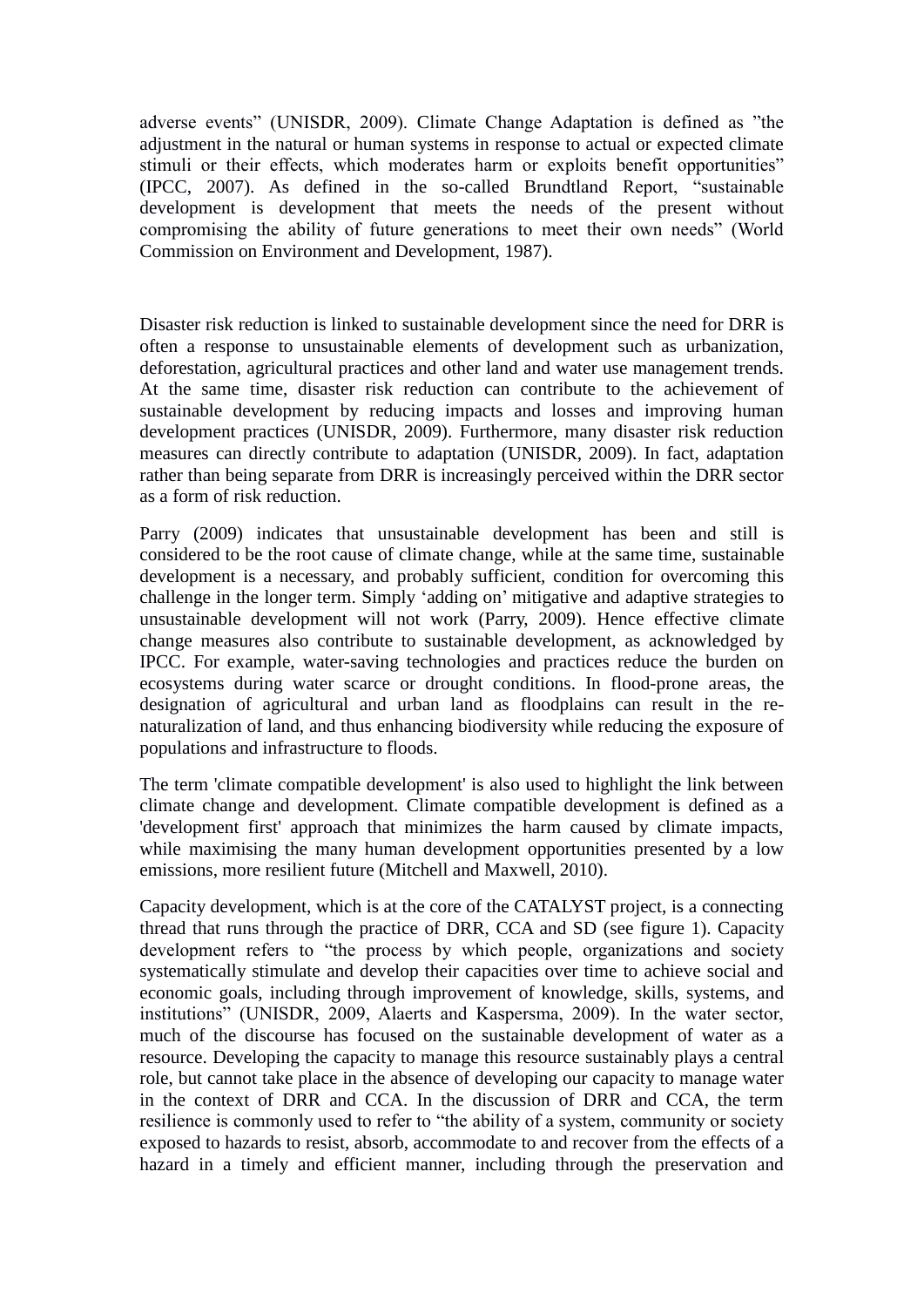adverse events" (UNISDR, 2009). Climate Change Adaptation is defined as "the adjustment in the natural or human systems in response to actual or expected climate stimuli or their effects, which moderates harm or exploits benefit opportunities" (IPCC, 2007). As defined in the so-called Brundtland Report, "sustainable development is development that meets the needs of the present without compromising the ability of future generations to meet their own needs" (World Commission on Environment and Development, 1987).

Disaster risk reduction is linked to sustainable development since the need for DRR is often a response to unsustainable elements of development such as urbanization, deforestation, agricultural practices and other land and water use management trends. At the same time, disaster risk reduction can contribute to the achievement of sustainable development by reducing impacts and losses and improving human development practices (UNISDR, 2009). Furthermore, many disaster risk reduction measures can directly contribute to adaptation (UNISDR, 2009). In fact, adaptation rather than being separate from DRR is increasingly perceived within the DRR sector as a form of risk reduction.

Parry (2009) indicates that unsustainable development has been and still is considered to be the root cause of climate change, while at the same time, sustainable development is a necessary, and probably sufficient, condition for overcoming this challenge in the longer term. Simply 'adding on' mitigative and adaptive strategies to unsustainable development will not work (Parry, 2009). Hence effective climate change measures also contribute to sustainable development, as acknowledged by IPCC. For example, water-saving technologies and practices reduce the burden on ecosystems during water scarce or drought conditions. In flood-prone areas, the designation of agricultural and urban land as floodplains can result in the re-naturalization of land, and thus enhancing biodiversity while reducing the exposure of populations and infrastructure to floods.

The term 'climate compatible development' is also used to highlight the link between climate change and development. Climate compatible development is defined as a 'development first' approach that minimizes the harm caused by climate impacts, while maximising the many human development opportunities presented by a low emissions, more resilient future (Mitchell and Maxwell, 2010).

Capacity development, which is at the core of the CATALYST project, is a connecting thread that runs through the practice of DRR, CCA and SD (see figure 1). Capacity development refers to "the process by which people, organizations and society systematically stimulate and develop their capacities over time to achieve social and economic goals, including through improvement of knowledge, skills, systems, and institutions" (UNISDR, 2009, Alaerts and Kaspersma, 2009). In the water sector, much of the discourse has focused on the sustainable development of water as a resource. Developing the capacity to manage this resource sustainably plays a central role, but cannot take place in the absence of developing our capacity to manage water in the context of DRR and CCA. In the discussion of DRR and CCA, the term resilience is commonly used to refer to "the ability of a system, community or society exposed to hazards to resist, absorb, accommodate to and recover from the effects of a hazard in a timely and efficient manner, including through the preservation and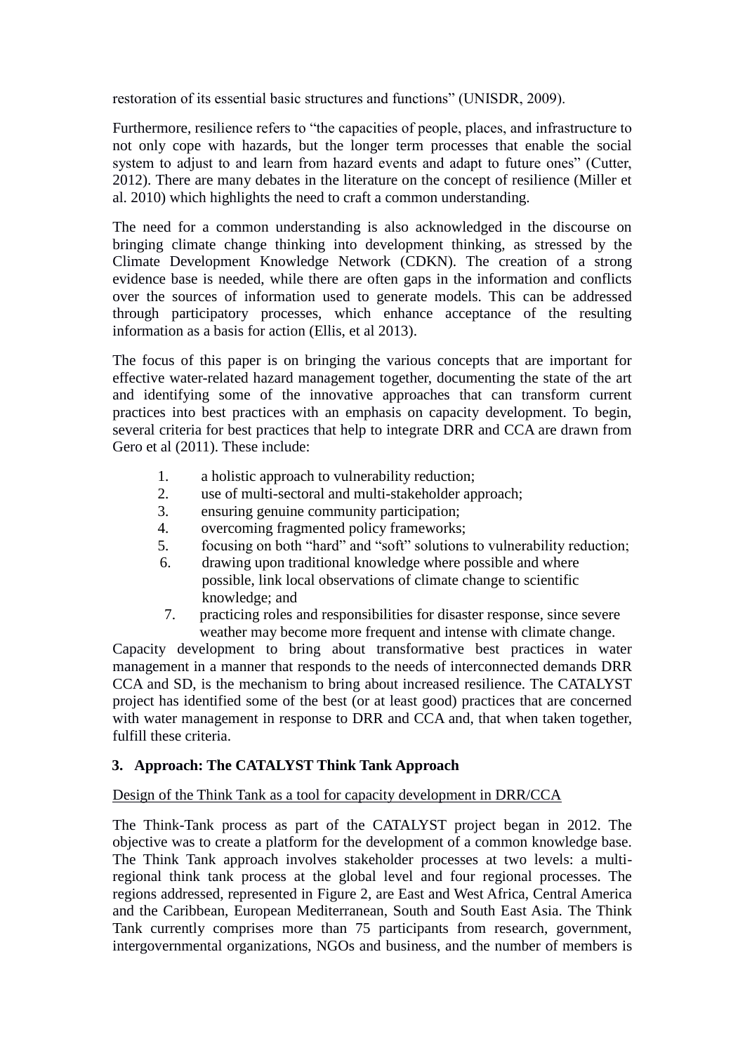restoration of its essential basic structures and functions" (UNISDR, 2009).

Furthermore, resilience refers to "the capacities of people, places, and infrastructure to not only cope with hazards, but the longer term processes that enable the social system to adjust to and learn from hazard events and adapt to future ones" (Cutter, 2012). There are many debates in the literature on the concept of resilience (Miller et al. 2010) which highlights the need to craft a common understanding.

The need for a common understanding is also acknowledged in the discourse on bringing climate change thinking into development thinking, as stressed by the Climate Development Knowledge Network (CDKN). The creation of a strong evidence base is needed, while there are often gaps in the information and conflicts over the sources of information used to generate models. This can be addressed through participatory processes, which enhance acceptance of the resulting information as a basis for action (Ellis, et al 2013).

The focus of this paper is on bringing the various concepts that are important for effective water-related hazard management together, documenting the state of the art and identifying some of the innovative approaches that can transform current practices into best practices with an emphasis on capacity development. To begin, several criteria for best practices that help to integrate DRR and CCA are drawn from Gero et al (2011). These include:

1. a holistic approach to vulnerability reduction;
2. use of multi-sectoral and multi-stakeholder approach;
3. ensuring genuine community participation;
4. overcoming fragmented policy frameworks;
5. focusing on both "hard" and "soft" solutions to vulnerability reduction;
6. drawing upon traditional knowledge where possible and where possible, link local observations of climate change to scientific knowledge; and
7. practicing roles and responsibilities for disaster response, since severe weather may become more frequent and intense with climate change.

Capacity development to bring about transformative best practices in water management in a manner that responds to the needs of interconnected demands DRR CCA and SD, is the mechanism to bring about increased resilience. The CATALYST project has identified some of the best (or at least good) practices that are concerned with water management in response to DRR and CCA and, that when taken together, fulfill these criteria.

## 3. Approach: The CATALYST Think Tank Approach

Design of the Think Tank as a tool for capacity development in DRR/CCA

The Think-Tank process as part of the CATALYST project began in 2012. The objective was to create a platform for the development of a common knowledge base. The Think Tank approach involves stakeholder processes at two levels: a multi-regional think tank process at the global level and four regional processes. The regions addressed, represented in Figure 2, are East and West Africa, Central America and the Caribbean, European Mediterranean, South and South East Asia. The Think Tank currently comprises more than 75 participants from research, government, intergovernmental organizations, NGOs and business, and the number of members is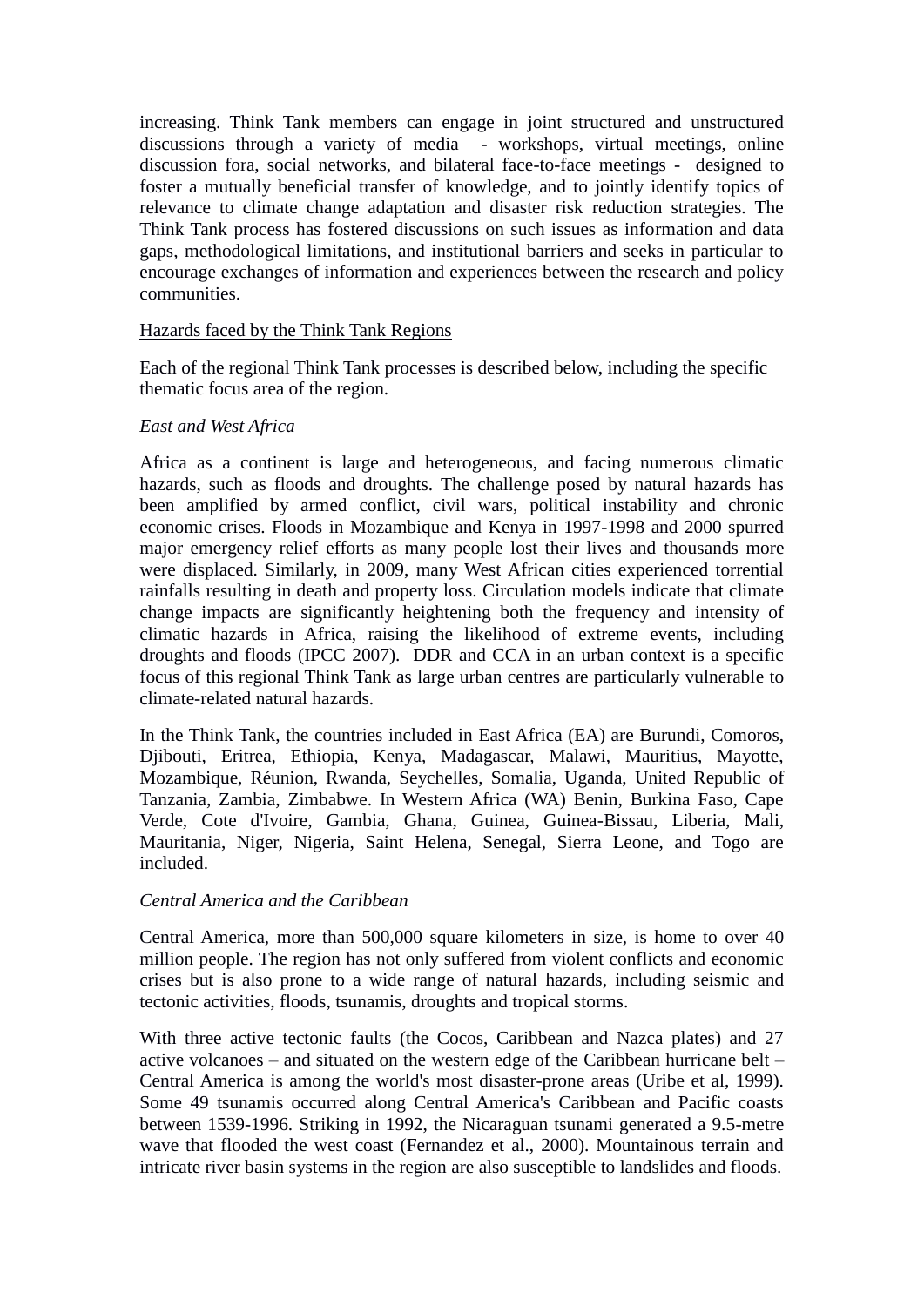increasing. Think Tank members can engage in joint structured and unstructured discussions through a variety of media - workshops, virtual meetings, online discussion fora, social networks, and bilateral face-to-face meetings - designed to foster a mutually beneficial transfer of knowledge, and to jointly identify topics of relevance to climate change adaptation and disaster risk reduction strategies. The Think Tank process has fostered discussions on such issues as information and data gaps, methodological limitations, and institutional barriers and seeks in particular to encourage exchanges of information and experiences between the research and policy communities.

Hazards faced by the Think Tank Regions

Each of the regional Think Tank processes is described below, including the specific thematic focus area of the region.

*East and West Africa*

Africa as a continent is large and heterogeneous, and facing numerous climatic hazards, such as floods and droughts. The challenge posed by natural hazards has been amplified by armed conflict, civil wars, political instability and chronic economic crises. Floods in Mozambique and Kenya in 1997-1998 and 2000 spurred major emergency relief efforts as many people lost their lives and thousands more were displaced. Similarly, in 2009, many West African cities experienced torrential rainfalls resulting in death and property loss. Circulation models indicate that climate change impacts are significantly heightening both the frequency and intensity of climatic hazards in Africa, raising the likelihood of extreme events, including droughts and floods (IPCC 2007). DDR and CCA in an urban context is a specific focus of this regional Think Tank as large urban centres are particularly vulnerable to climate-related natural hazards.

In the Think Tank, the countries included in East Africa (EA) are Burundi, Comoros, Djibouti, Eritrea, Ethiopia, Kenya, Madagascar, Malawi, Mauritius, Mayotte, Mozambique, Réunion, Rwanda, Seychelles, Somalia, Uganda, United Republic of Tanzania, Zambia, Zimbabwe. In Western Africa (WA) Benin, Burkina Faso, Cape Verde, Cote d'Ivoire, Gambia, Ghana, Guinea, Guinea-Bissau, Liberia, Mali, Mauritania, Niger, Nigeria, Saint Helena, Senegal, Sierra Leone, and Togo are included.

*Central America and the Caribbean*

Central America, more than 500,000 square kilometers in size, is home to over 40 million people. The region has not only suffered from violent conflicts and economic crises but is also prone to a wide range of natural hazards, including seismic and tectonic activities, floods, tsunamis, droughts and tropical storms.

With three active tectonic faults (the Cocos, Caribbean and Nazca plates) and 27 active volcanoes – and situated on the western edge of the Caribbean hurricane belt – Central America is among the world's most disaster-prone areas (Uribe et al, 1999). Some 49 tsunamis occurred along Central America's Caribbean and Pacific coasts between 1539-1996. Striking in 1992, the Nicaraguan tsunami generated a 9.5-metre wave that flooded the west coast (Fernandez et al., 2000). Mountainous terrain and intricate river basin systems in the region are also susceptible to landslides and floods.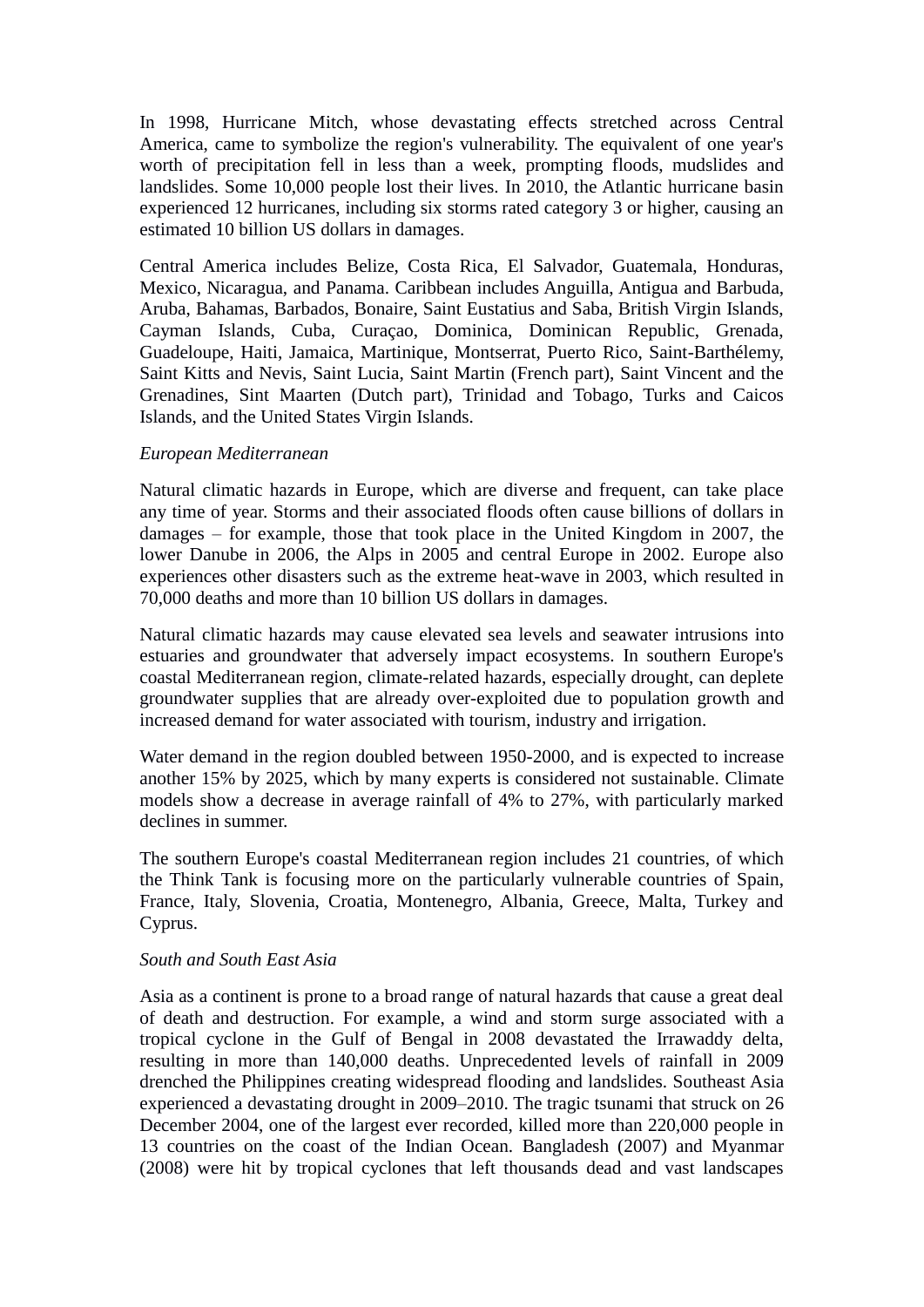In 1998, Hurricane Mitch, whose devastating effects stretched across Central America, came to symbolize the region's vulnerability. The equivalent of one year's worth of precipitation fell in less than a week, prompting floods, mudslides and landslides. Some 10,000 people lost their lives. In 2010, the Atlantic hurricane basin experienced 12 hurricanes, including six storms rated category 3 or higher, causing an estimated 10 billion US dollars in damages.

Central America includes Belize, Costa Rica, El Salvador, Guatemala, Honduras, Mexico, Nicaragua, and Panama. Caribbean includes Anguilla, Antigua and Barbuda, Aruba, Bahamas, Barbados, Bonaire, Saint Eustatius and Saba, British Virgin Islands, Cayman Islands, Cuba, Curaçao, Dominica, Dominican Republic, Grenada, Guadeloupe, Haiti, Jamaica, Martinique, Montserrat, Puerto Rico, Saint-Barthélemy, Saint Kitts and Nevis, Saint Lucia, Saint Martin (French part), Saint Vincent and the Grenadines, Sint Maarten (Dutch part), Trinidad and Tobago, Turks and Caicos Islands, and the United States Virgin Islands.

*European Mediterranean*

Natural climatic hazards in Europe, which are diverse and frequent, can take place any time of year. Storms and their associated floods often cause billions of dollars in damages – for example, those that took place in the United Kingdom in 2007, the lower Danube in 2006, the Alps in 2005 and central Europe in 2002. Europe also experiences other disasters such as the extreme heat-wave in 2003, which resulted in 70,000 deaths and more than 10 billion US dollars in damages.

Natural climatic hazards may cause elevated sea levels and seawater intrusions into estuaries and groundwater that adversely impact ecosystems. In southern Europe's coastal Mediterranean region, climate-related hazards, especially drought, can deplete groundwater supplies that are already over-exploited due to population growth and increased demand for water associated with tourism, industry and irrigation.

Water demand in the region doubled between 1950-2000, and is expected to increase another 15% by 2025, which by many experts is considered not sustainable. Climate models show a decrease in average rainfall of 4% to 27%, with particularly marked declines in summer.

The southern Europe's coastal Mediterranean region includes 21 countries, of which the Think Tank is focusing more on the particularly vulnerable countries of Spain, France, Italy, Slovenia, Croatia, Montenegro, Albania, Greece, Malta, Turkey and Cyprus.

*South and South East Asia*

Asia as a continent is prone to a broad range of natural hazards that cause a great deal of death and destruction. For example, a wind and storm surge associated with a tropical cyclone in the Gulf of Bengal in 2008 devastated the Irrawaddy delta, resulting in more than 140,000 deaths. Unprecedented levels of rainfall in 2009 drenched the Philippines creating widespread flooding and landslides. Southeast Asia experienced a devastating drought in 2009–2010. The tragic tsunami that struck on 26 December 2004, one of the largest ever recorded, killed more than 220,000 people in 13 countries on the coast of the Indian Ocean. Bangladesh (2007) and Myanmar (2008) were hit by tropical cyclones that left thousands dead and vast landscapes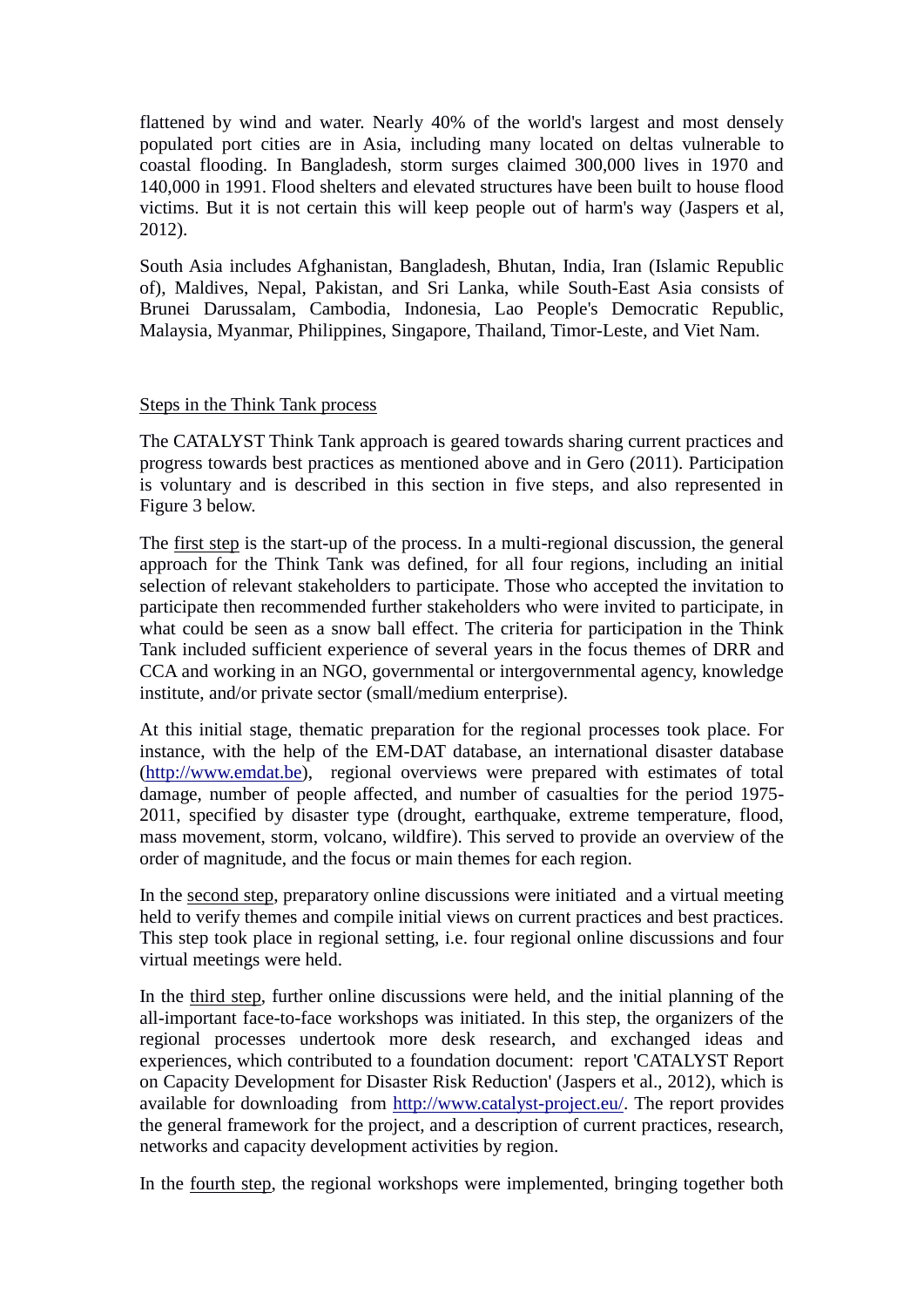flattened by wind and water. Nearly 40% of the world's largest and most densely populated port cities are in Asia, including many located on deltas vulnerable to coastal flooding. In Bangladesh, storm surges claimed 300,000 lives in 1970 and 140,000 in 1991. Flood shelters and elevated structures have been built to house flood victims. But it is not certain this will keep people out of harm's way (Jaspers et al, 2012).

South Asia includes Afghanistan, Bangladesh, Bhutan, India, Iran (Islamic Republic of), Maldives, Nepal, Pakistan, and Sri Lanka, while South-East Asia consists of Brunei Darussalam, Cambodia, Indonesia, Lao People's Democratic Republic, Malaysia, Myanmar, Philippines, Singapore, Thailand, Timor-Leste, and Viet Nam.

<u>Steps in the Think Tank process</u>

The CATALYST Think Tank approach is geared towards sharing current practices and progress towards best practices as mentioned above and in Gero (2011). Participation is voluntary and is described in this section in five steps, and also represented in Figure 3 below.

The <u>first step</u> is the start-up of the process. In a multi-regional discussion, the general approach for the Think Tank was defined, for all four regions, including an initial selection of relevant stakeholders to participate. Those who accepted the invitation to participate then recommended further stakeholders who were invited to participate, in what could be seen as a snow ball effect. The criteria for participation in the Think Tank included sufficient experience of several years in the focus themes of DRR and CCA and working in an NGO, governmental or intergovernmental agency, knowledge institute, and/or private sector (small/medium enterprise).

At this initial stage, thematic preparation for the regional processes took place. For instance, with the help of the EM-DAT database, an international disaster database (http://www.emdat.be), regional overviews were prepared with estimates of total damage, number of people affected, and number of casualties for the period 1975-2011, specified by disaster type (drought, earthquake, extreme temperature, flood, mass movement, storm, volcano, wildfire). This served to provide an overview of the order of magnitude, and the focus or main themes for each region.

In the <u>second step</u>, preparatory online discussions were initiated and a virtual meeting held to verify themes and compile initial views on current practices and best practices. This step took place in regional setting, i.e. four regional online discussions and four virtual meetings were held.

In the <u>third step</u>, further online discussions were held, and the initial planning of the all-important face-to-face workshops was initiated. In this step, the organizers of the regional processes undertook more desk research, and exchanged ideas and experiences, which contributed to a foundation document: report 'CATALYST Report on Capacity Development for Disaster Risk Reduction' (Jaspers et al., 2012), which is available for downloading from http://www.catalyst-project.eu/. The report provides the general framework for the project, and a description of current practices, research, networks and capacity development activities by region.

In the <u>fourth step</u>, the regional workshops were implemented, bringing together both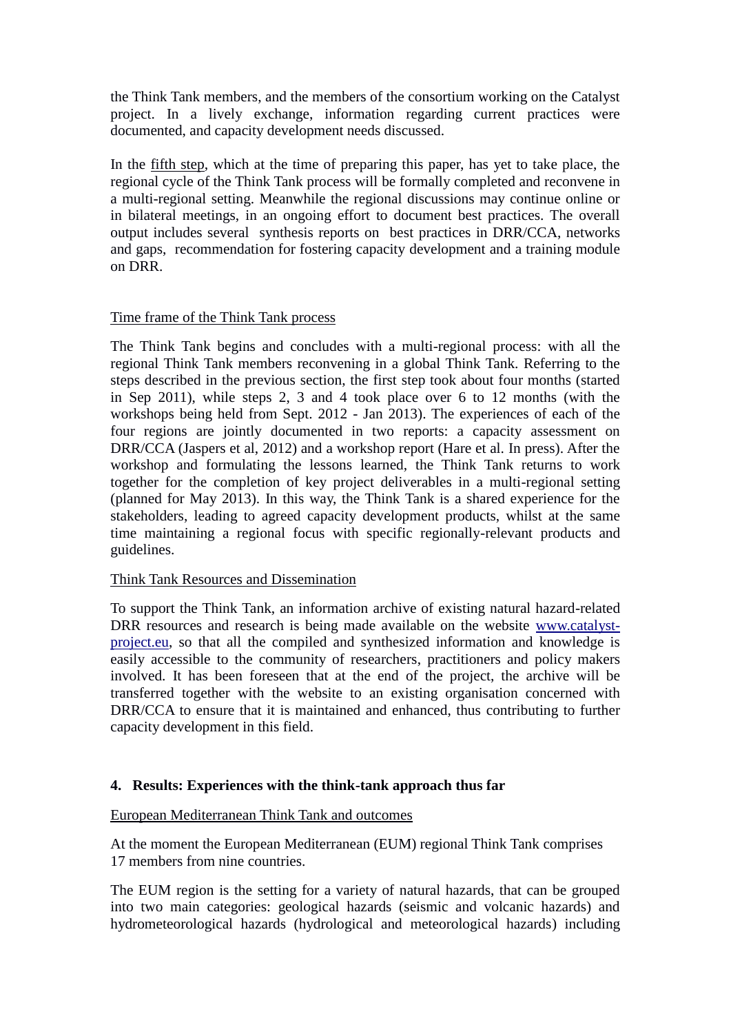the Think Tank members, and the members of the consortium working on the Catalyst project. In a lively exchange, information regarding current practices were documented, and capacity development needs discussed.

In the fifth step, which at the time of preparing this paper, has yet to take place, the regional cycle of the Think Tank process will be formally completed and reconvene in a multi-regional setting. Meanwhile the regional discussions may continue online or in bilateral meetings, in an ongoing effort to document best practices. The overall output includes several synthesis reports on best practices in DRR/CCA, networks and gaps, recommendation for fostering capacity development and a training module on DRR.

Time frame of the Think Tank process

The Think Tank begins and concludes with a multi-regional process: with all the regional Think Tank members reconvening in a global Think Tank. Referring to the steps described in the previous section, the first step took about four months (started in Sep 2011), while steps 2, 3 and 4 took place over 6 to 12 months (with the workshops being held from Sept. 2012 - Jan 2013). The experiences of each of the four regions are jointly documented in two reports: a capacity assessment on DRR/CCA (Jaspers et al, 2012) and a workshop report (Hare et al. In press). After the workshop and formulating the lessons learned, the Think Tank returns to work together for the completion of key project deliverables in a multi-regional setting (planned for May 2013). In this way, the Think Tank is a shared experience for the stakeholders, leading to agreed capacity development products, whilst at the same time maintaining a regional focus with specific regionally-relevant products and guidelines.

Think Tank Resources and Dissemination

To support the Think Tank, an information archive of existing natural hazard-related DRR resources and research is being made available on the website www.catalyst-project.eu, so that all the compiled and synthesized information and knowledge is easily accessible to the community of researchers, practitioners and policy makers involved. It has been foreseen that at the end of the project, the archive will be transferred together with the website to an existing organisation concerned with DRR/CCA to ensure that it is maintained and enhanced, thus contributing to further capacity development in this field.

## 4. Results: Experiences with the think-tank approach thus far

European Mediterranean Think Tank and outcomes

At the moment the European Mediterranean (EUM) regional Think Tank comprises 17 members from nine countries.

The EUM region is the setting for a variety of natural hazards, that can be grouped into two main categories: geological hazards (seismic and volcanic hazards) and hydrometeorological hazards (hydrological and meteorological hazards) including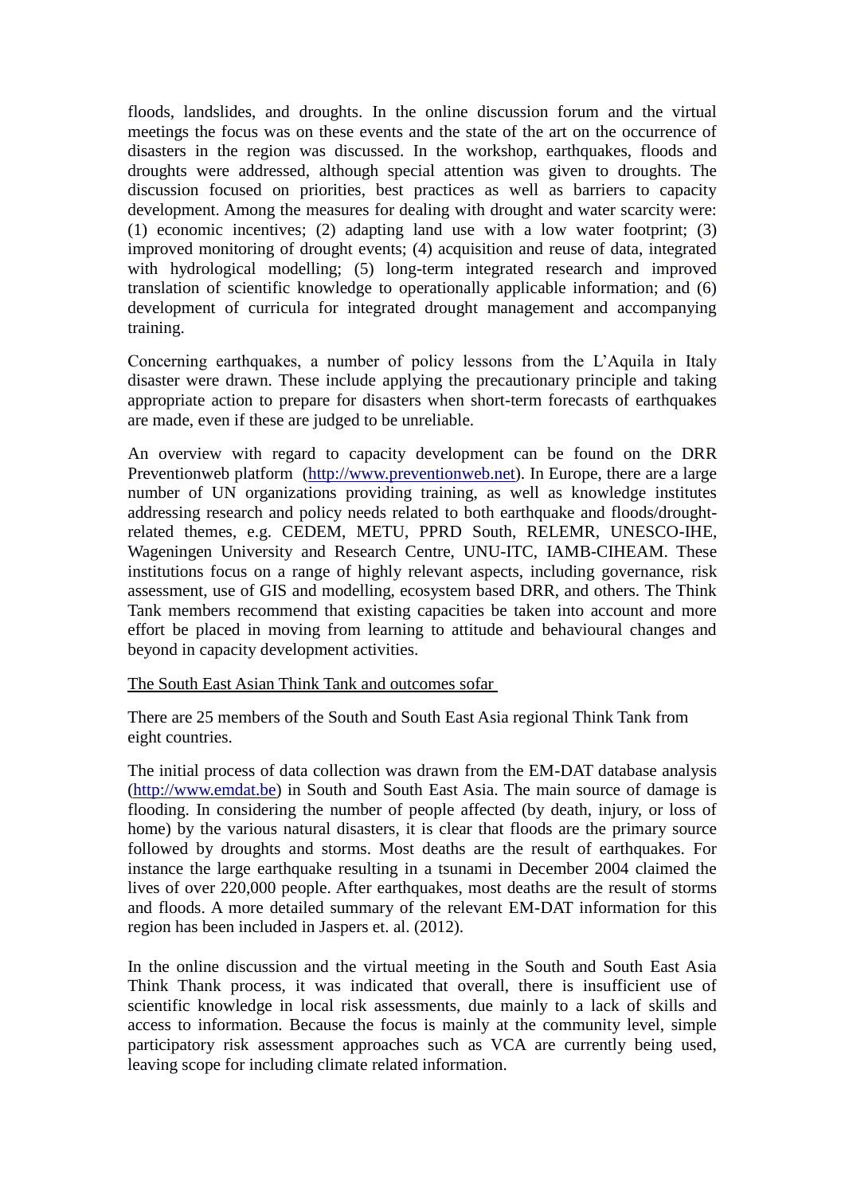floods, landslides, and droughts. In the online discussion forum and the virtual meetings the focus was on these events and the state of the art on the occurrence of disasters in the region was discussed. In the workshop, earthquakes, floods and droughts were addressed, although special attention was given to droughts. The discussion focused on priorities, best practices as well as barriers to capacity development. Among the measures for dealing with drought and water scarcity were: (1) economic incentives; (2) adapting land use with a low water footprint; (3) improved monitoring of drought events; (4) acquisition and reuse of data, integrated with hydrological modelling; (5) long-term integrated research and improved translation of scientific knowledge to operationally applicable information; and (6) development of curricula for integrated drought management and accompanying training.

Concerning earthquakes, a number of policy lessons from the L'Aquila in Italy disaster were drawn. These include applying the precautionary principle and taking appropriate action to prepare for disasters when short-term forecasts of earthquakes are made, even if these are judged to be unreliable.

An overview with regard to capacity development can be found on the DRR Preventionweb platform (http://www.preventionweb.net). In Europe, there are a large number of UN organizations providing training, as well as knowledge institutes addressing research and policy needs related to both earthquake and floods/drought-related themes, e.g. CEDEM, METU, PPRD South, RELEMR, UNESCO-IHE, Wageningen University and Research Centre, UNU-ITC, IAMB-CIHEAM. These institutions focus on a range of highly relevant aspects, including governance, risk assessment, use of GIS and modelling, ecosystem based DRR, and others. The Think Tank members recommend that existing capacities be taken into account and more effort be placed in moving from learning to attitude and behavioural changes and beyond in capacity development activities.

The South East Asian Think Tank and outcomes sofar

There are 25 members of the South and South East Asia regional Think Tank from eight countries.

The initial process of data collection was drawn from the EM-DAT database analysis (http://www.emdat.be) in South and South East Asia. The main source of damage is flooding. In considering the number of people affected (by death, injury, or loss of home) by the various natural disasters, it is clear that floods are the primary source followed by droughts and storms. Most deaths are the result of earthquakes. For instance the large earthquake resulting in a tsunami in December 2004 claimed the lives of over 220,000 people. After earthquakes, most deaths are the result of storms and floods. A more detailed summary of the relevant EM-DAT information for this region has been included in Jaspers et. al. (2012).

In the online discussion and the virtual meeting in the South and South East Asia Think Thank process, it was indicated that overall, there is insufficient use of scientific knowledge in local risk assessments, due mainly to a lack of skills and access to information. Because the focus is mainly at the community level, simple participatory risk assessment approaches such as VCA are currently being used, leaving scope for including climate related information.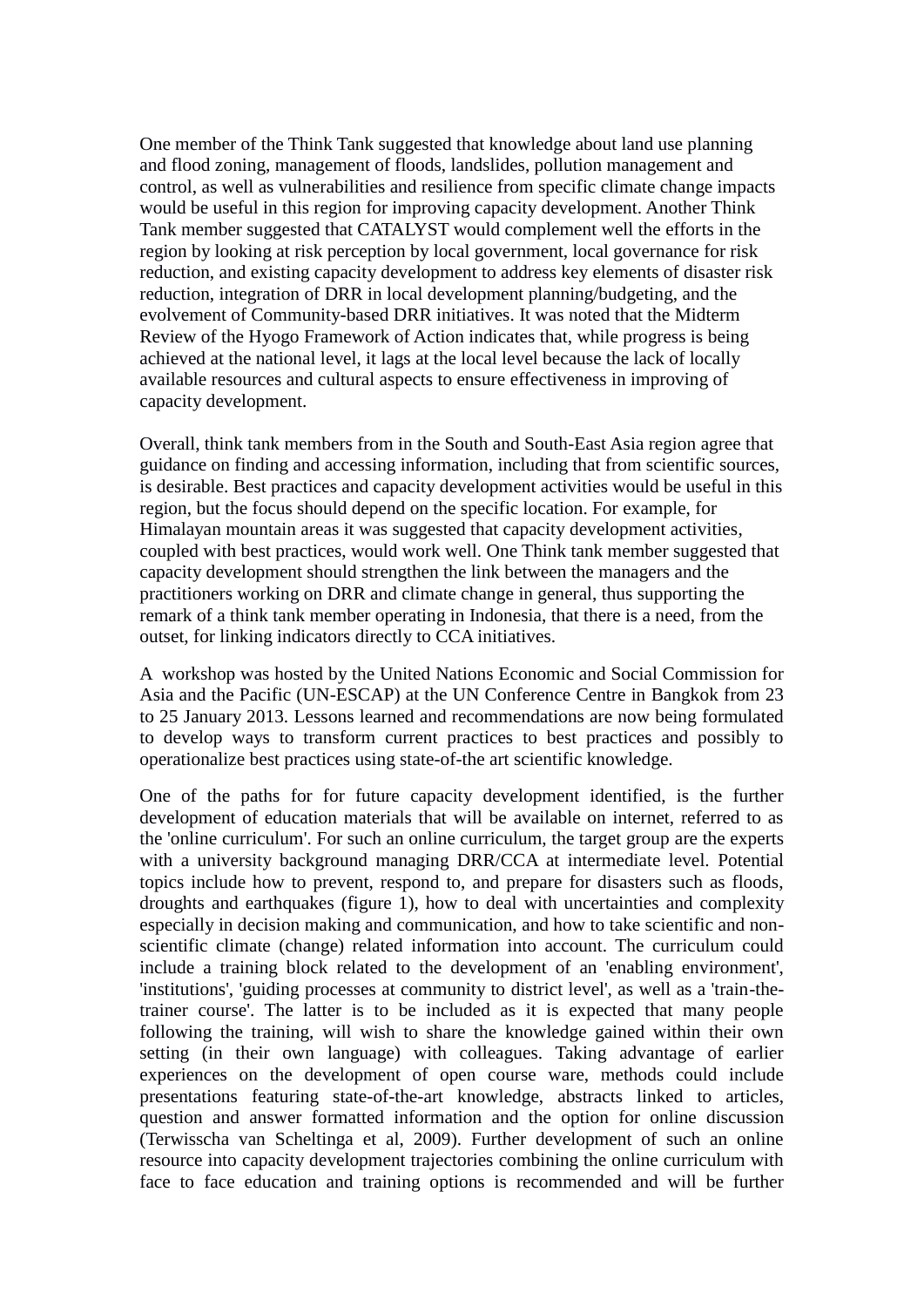One member of the Think Tank suggested that knowledge about land use planning and flood zoning, management of floods, landslides, pollution management and control, as well as vulnerabilities and resilience from specific climate change impacts would be useful in this region for improving capacity development. Another Think Tank member suggested that CATALYST would complement well the efforts in the region by looking at risk perception by local government, local governance for risk reduction, and existing capacity development to address key elements of disaster risk reduction, integration of DRR in local development planning/budgeting, and the evolvement of Community-based DRR initiatives. It was noted that the Midterm Review of the Hyogo Framework of Action indicates that, while progress is being achieved at the national level, it lags at the local level because the lack of locally available resources and cultural aspects to ensure effectiveness in improving of capacity development.

Overall, think tank members from in the South and South-East Asia region agree that guidance on finding and accessing information, including that from scientific sources, is desirable. Best practices and capacity development activities would be useful in this region, but the focus should depend on the specific location. For example, for Himalayan mountain areas it was suggested that capacity development activities, coupled with best practices, would work well. One Think tank member suggested that capacity development should strengthen the link between the managers and the practitioners working on DRR and climate change in general, thus supporting the remark of a think tank member operating in Indonesia, that there is a need, from the outset, for linking indicators directly to CCA initiatives.

A workshop was hosted by the United Nations Economic and Social Commission for Asia and the Pacific (UN-ESCAP) at the UN Conference Centre in Bangkok from 23 to 25 January 2013. Lessons learned and recommendations are now being formulated to develop ways to transform current practices to best practices and possibly to operationalize best practices using state-of-the art scientific knowledge.

One of the paths for for future capacity development identified, is the further development of education materials that will be available on internet, referred to as the 'online curriculum'. For such an online curriculum, the target group are the experts with a university background managing DRR/CCA at intermediate level. Potential topics include how to prevent, respond to, and prepare for disasters such as floods, droughts and earthquakes (figure 1), how to deal with uncertainties and complexity especially in decision making and communication, and how to take scientific and non-scientific climate (change) related information into account. The curriculum could include a training block related to the development of an 'enabling environment', 'institutions', 'guiding processes at community to district level', as well as a 'train-the-trainer course'. The latter is to be included as it is expected that many people following the training, will wish to share the knowledge gained within their own setting (in their own language) with colleagues. Taking advantage of earlier experiences on the development of open course ware, methods could include presentations featuring state-of-the-art knowledge, abstracts linked to articles, question and answer formatted information and the option for online discussion (Terwisscha van Scheltinga et al, 2009). Further development of such an online resource into capacity development trajectories combining the online curriculum with face to face education and training options is recommended and will be further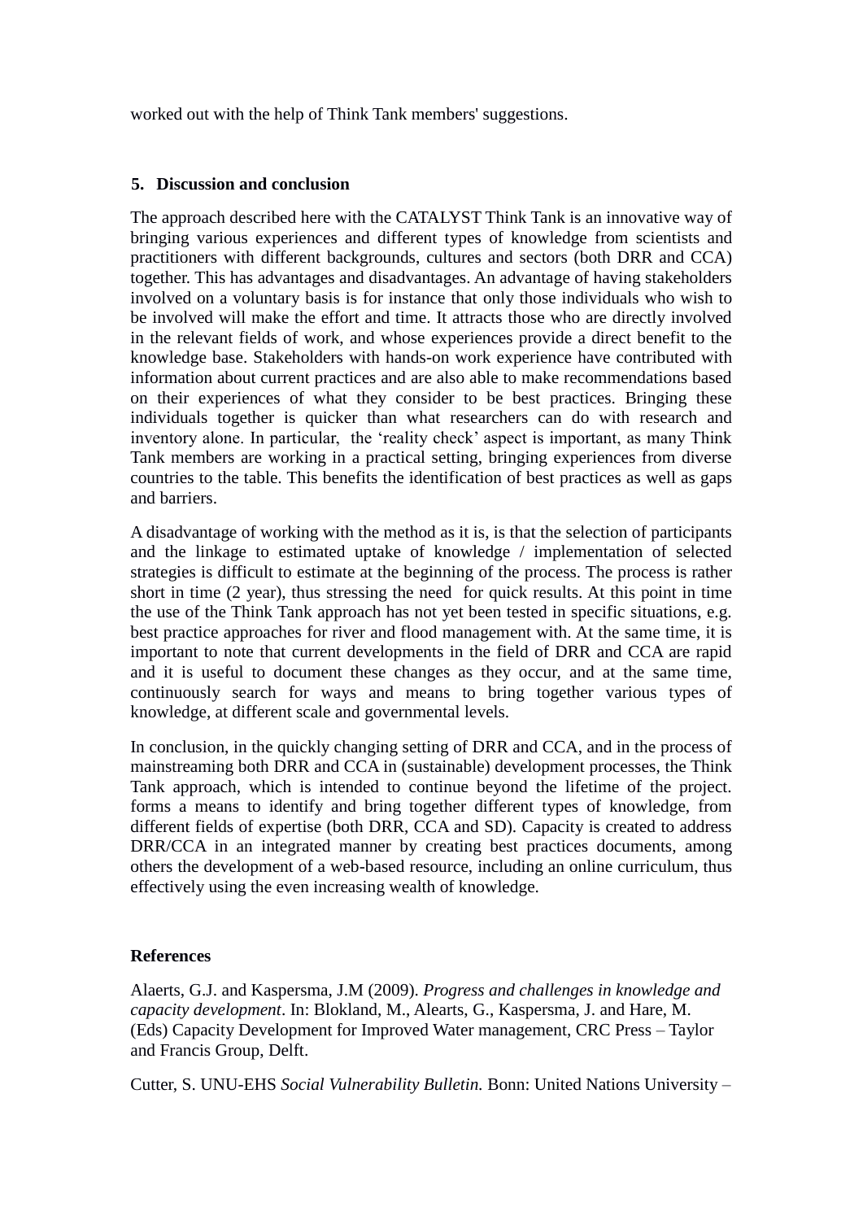worked out with the help of Think Tank members' suggestions.

## 5. Discussion and conclusion

The approach described here with the CATALYST Think Tank is an innovative way of bringing various experiences and different types of knowledge from scientists and practitioners with different backgrounds, cultures and sectors (both DRR and CCA) together. This has advantages and disadvantages. An advantage of having stakeholders involved on a voluntary basis is for instance that only those individuals who wish to be involved will make the effort and time. It attracts those who are directly involved in the relevant fields of work, and whose experiences provide a direct benefit to the knowledge base. Stakeholders with hands-on work experience have contributed with information about current practices and are also able to make recommendations based on their experiences of what they consider to be best practices. Bringing these individuals together is quicker than what researchers can do with research and inventory alone. In particular, the 'reality check' aspect is important, as many Think Tank members are working in a practical setting, bringing experiences from diverse countries to the table. This benefits the identification of best practices as well as gaps and barriers.

A disadvantage of working with the method as it is, is that the selection of participants and the linkage to estimated uptake of knowledge / implementation of selected strategies is difficult to estimate at the beginning of the process. The process is rather short in time (2 year), thus stressing the need for quick results. At this point in time the use of the Think Tank approach has not yet been tested in specific situations, e.g. best practice approaches for river and flood management with. At the same time, it is important to note that current developments in the field of DRR and CCA are rapid and it is useful to document these changes as they occur, and at the same time, continuously search for ways and means to bring together various types of knowledge, at different scale and governmental levels.

In conclusion, in the quickly changing setting of DRR and CCA, and in the process of mainstreaming both DRR and CCA in (sustainable) development processes, the Think Tank approach, which is intended to continue beyond the lifetime of the project. forms a means to identify and bring together different types of knowledge, from different fields of expertise (both DRR, CCA and SD). Capacity is created to address DRR/CCA in an integrated manner by creating best practices documents, among others the development of a web-based resource, including an online curriculum, thus effectively using the even increasing wealth of knowledge.

## References

Alaerts, G.J. and Kaspersma, J.M (2009). *Progress and challenges in knowledge and capacity development*. In: Blokland, M., Alearts, G., Kaspersma, J. and Hare, M. (Eds) Capacity Development for Improved Water management, CRC Press – Taylor and Francis Group, Delft.

Cutter, S. UNU-EHS *Social Vulnerability Bulletin.* Bonn: United Nations University –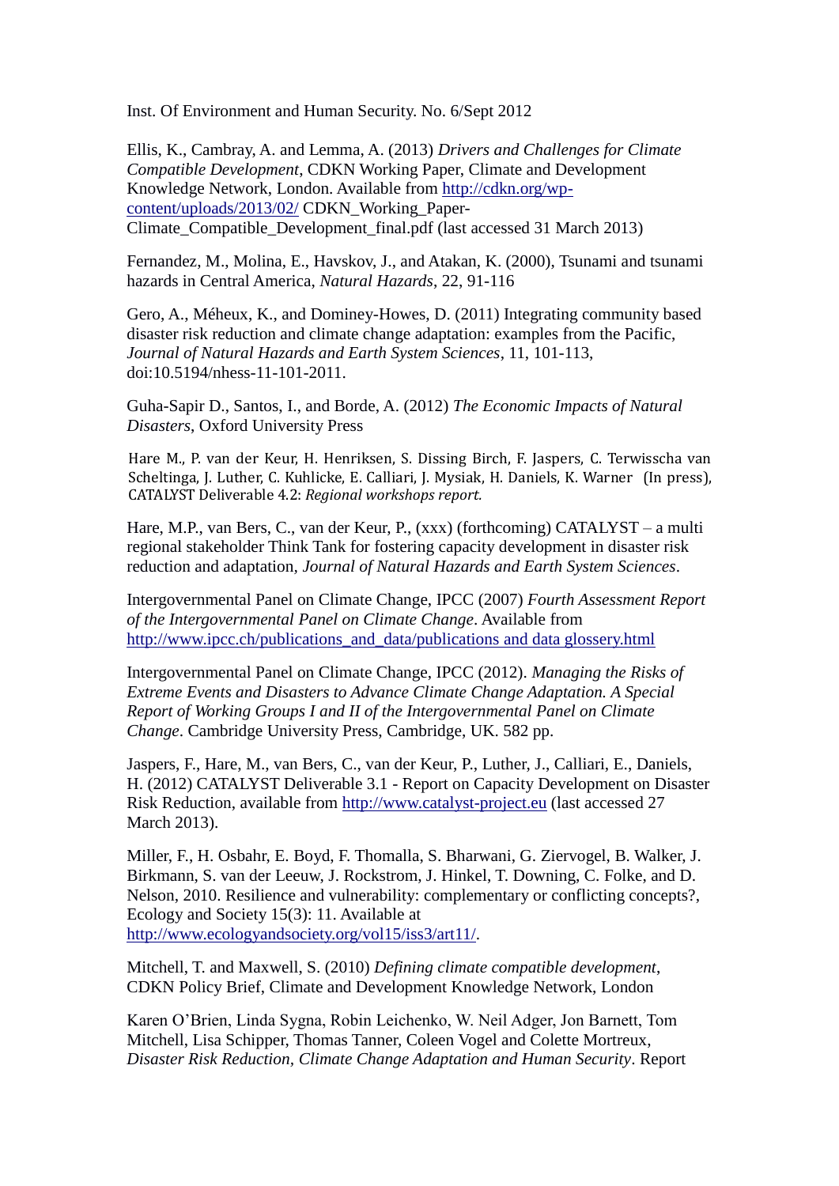Inst. Of Environment and Human Security. No. 6/Sept 2012

Ellis, K., Cambray, A. and Lemma, A. (2013) *Drivers and Challenges for Climate Compatible Development*, CDKN Working Paper, Climate and Development Knowledge Network, London. Available from http://cdkn.org/wp-content/uploads/2013/02/ CDKN_Working_Paper-Climate_Compatible_Development_final.pdf (last accessed 31 March 2013)

Fernandez, M., Molina, E., Havskov, J., and Atakan, K. (2000), Tsunami and tsunami hazards in Central America, *Natural Hazards*, 22, 91-116

Gero, A., Méheux, K., and Dominey-Howes, D. (2011) Integrating community based disaster risk reduction and climate change adaptation: examples from the Pacific, *Journal of Natural Hazards and Earth System Sciences*, 11, 101-113, doi:10.5194/nhess-11-101-2011.

Guha-Sapir D., Santos, I., and Borde, A. (2012) *The Economic Impacts of Natural Disasters*, Oxford University Press

Hare M., P. van der Keur, H. Henriksen, S. Dissing Birch, F. Jaspers, C. Terwisscha van Scheltinga, J. Luther, C. Kuhlicke, E. Calliari, J. Mysiak, H. Daniels, K. Warner (In press), CATALYST Deliverable 4.2: *Regional workshops report.*

Hare, M.P., van Bers, C., van der Keur, P., (xxx) (forthcoming) CATALYST – a multi regional stakeholder Think Tank for fostering capacity development in disaster risk reduction and adaptation, *Journal of Natural Hazards and Earth System Sciences*.

Intergovernmental Panel on Climate Change, IPCC (2007) *Fourth Assessment Report of the Intergovernmental Panel on Climate Change*. Available from http://www.ipcc.ch/publications_and_data/publications and data glossery.html

Intergovernmental Panel on Climate Change, IPCC (2012). *Managing the Risks of Extreme Events and Disasters to Advance Climate Change Adaptation. A Special Report of Working Groups I and II of the Intergovernmental Panel on Climate Change*. Cambridge University Press, Cambridge, UK. 582 pp.

Jaspers, F., Hare, M., van Bers, C., van der Keur, P., Luther, J., Calliari, E., Daniels, H. (2012) CATALYST Deliverable 3.1 - Report on Capacity Development on Disaster Risk Reduction, available from http://www.catalyst-project.eu (last accessed 27 March 2013).

Miller, F., H. Osbahr, E. Boyd, F. Thomalla, S. Bharwani, G. Ziervogel, B. Walker, J. Birkmann, S. van der Leeuw, J. Rockstrom, J. Hinkel, T. Downing, C. Folke, and D. Nelson, 2010. Resilience and vulnerability: complementary or conflicting concepts?, Ecology and Society 15(3): 11. Available at http://www.ecologyandsociety.org/vol15/iss3/art11/.

Mitchell, T. and Maxwell, S. (2010) *Defining climate compatible development*, CDKN Policy Brief, Climate and Development Knowledge Network, London

Karen O'Brien, Linda Sygna, Robin Leichenko, W. Neil Adger, Jon Barnett, Tom Mitchell, Lisa Schipper, Thomas Tanner, Coleen Vogel and Colette Mortreux, *Disaster Risk Reduction, Climate Change Adaptation and Human Security*. Report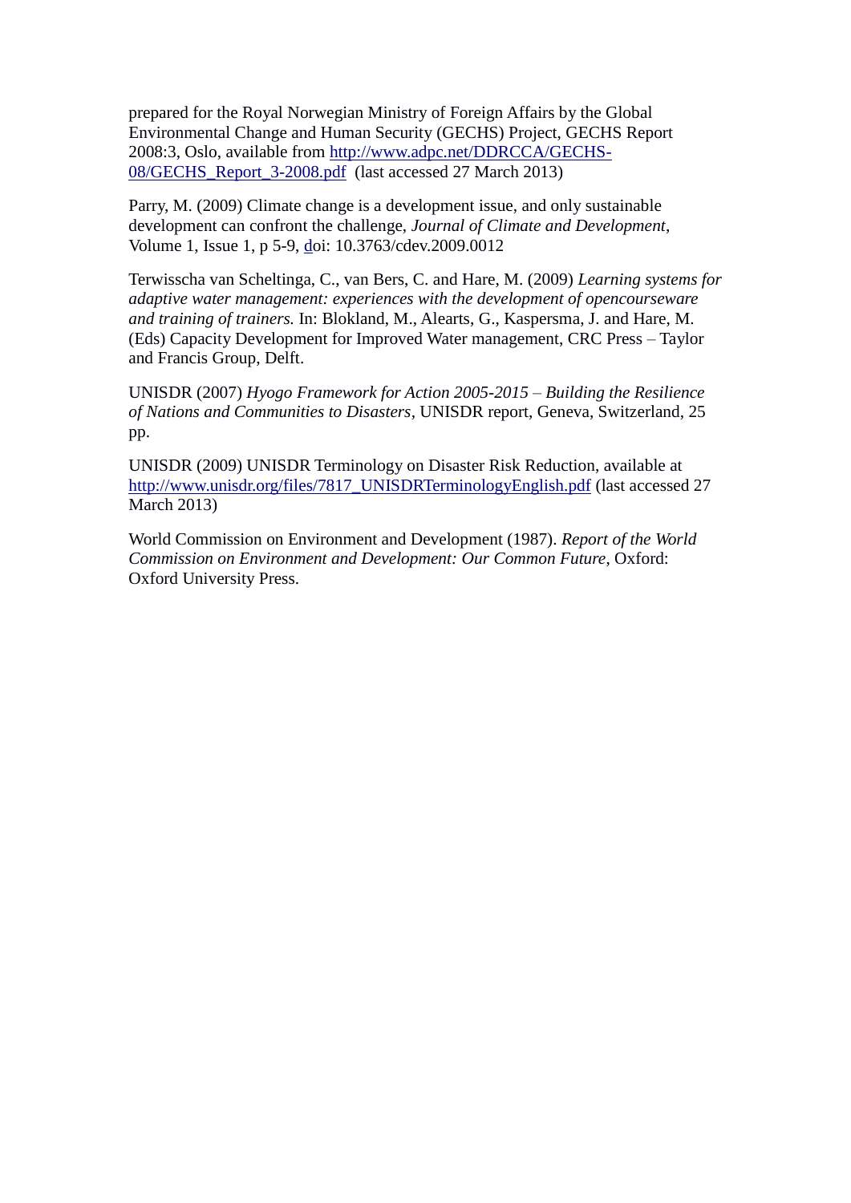prepared for the Royal Norwegian Ministry of Foreign Affairs by the Global Environmental Change and Human Security (GECHS) Project, GECHS Report 2008:3, Oslo, available from http://www.adpc.net/DDRCCA/GECHS-08/GECHS_Report_3-2008.pdf (last accessed 27 March 2013)

Parry, M. (2009) Climate change is a development issue, and only sustainable development can confront the challenge, *Journal of Climate and Development*, Volume 1, Issue 1, p 5-9, doi: 10.3763/cdev.2009.0012

Terwisscha van Scheltinga, C., van Bers, C. and Hare, M. (2009) *Learning systems for adaptive water management: experiences with the development of opencourseware and training of trainers.* In: Blokland, M., Alearts, G., Kaspersma, J. and Hare, M. (Eds) Capacity Development for Improved Water management, CRC Press – Taylor and Francis Group, Delft.

UNISDR (2007) *Hyogo Framework for Action 2005-2015 – Building the Resilience of Nations and Communities to Disasters*, UNISDR report, Geneva, Switzerland, 25 pp.

UNISDR (2009) UNISDR Terminology on Disaster Risk Reduction, available at http://www.unisdr.org/files/7817_UNISDRTerminologyEnglish.pdf (last accessed 27 March 2013)

World Commission on Environment and Development (1987). *Report of the World Commission on Environment and Development: Our Common Future*, Oxford: Oxford University Press.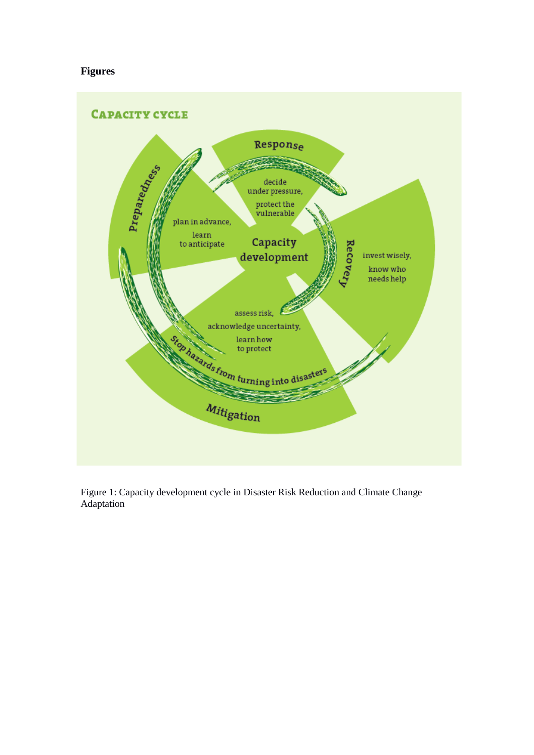**Figures**

CAPACITY CYCLE

Response

decide under pressure, protect the vulnerable

Preparedness

plan in advance, learn to anticipate

Capacity development

Recovery

invest wisely, know who needs help

assess risk, acknowledge uncertainty, learn how to protect

Stop hazards from turning into disasters

Mitigation

Figure 1: Capacity development cycle in Disaster Risk Reduction and Climate Change Adaptation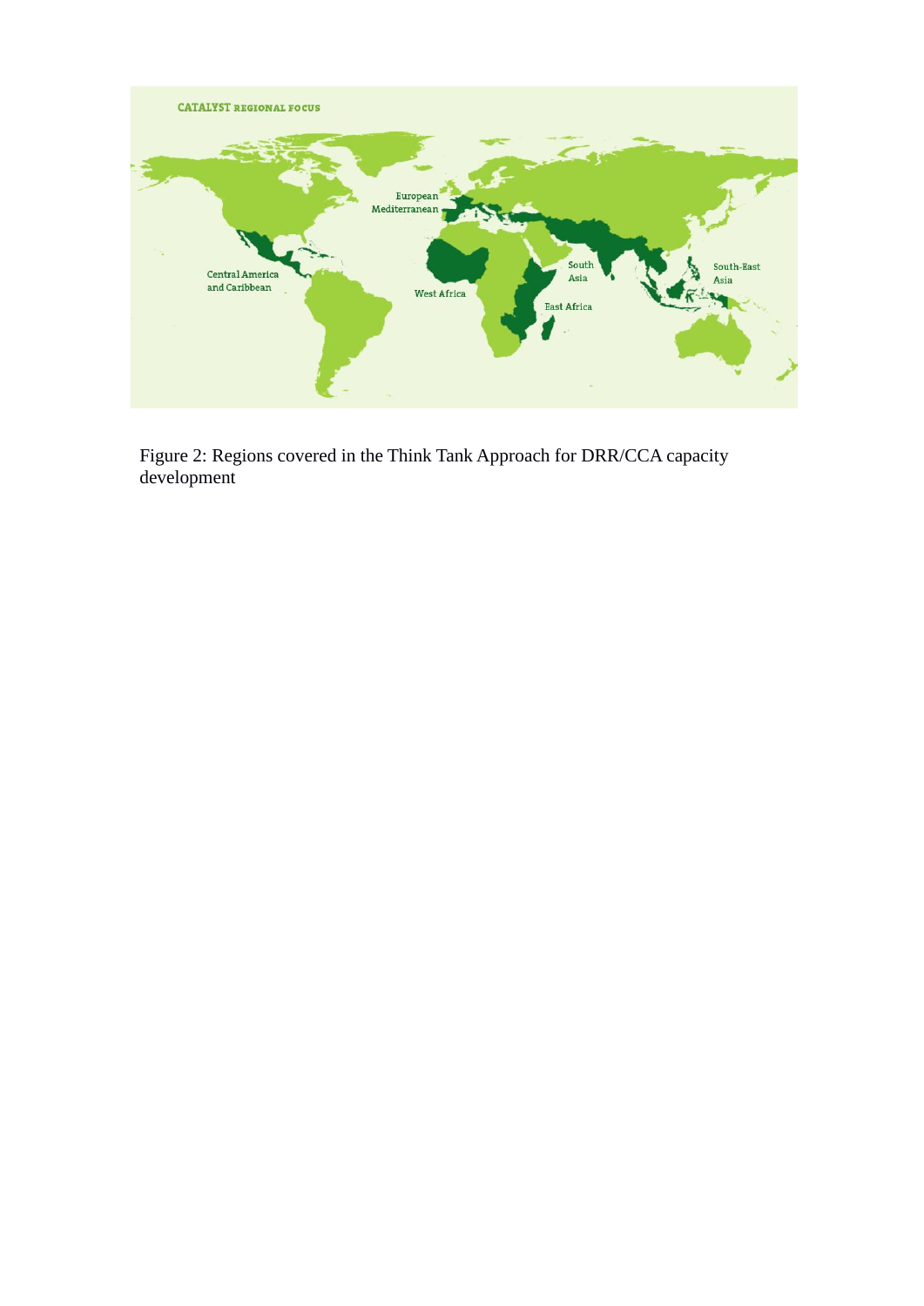Figure 2: Regions covered in the Think Tank Approach for DRR/CCA capacity development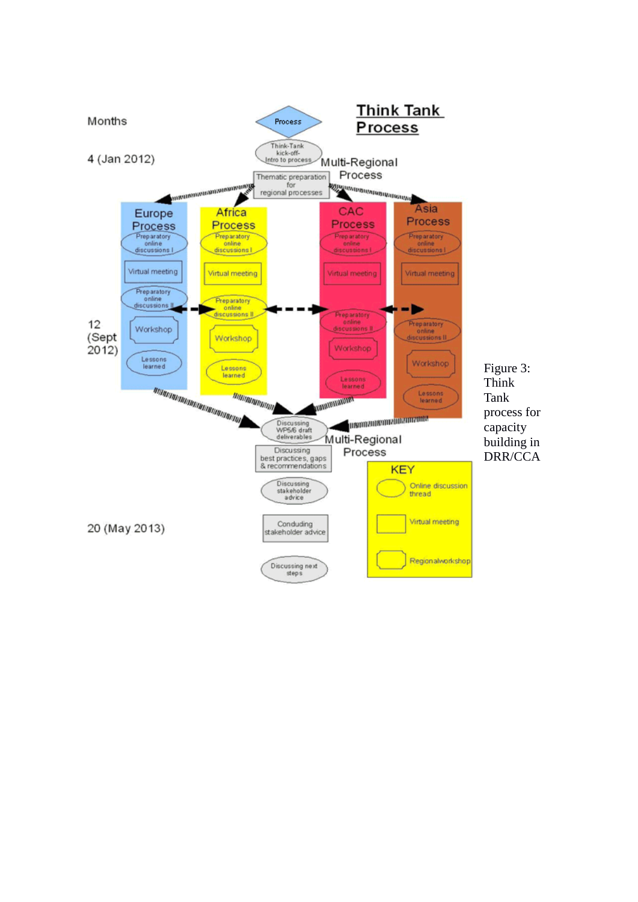Months

4 (Jan 2012)

12 (Sept 2012)

20 (May 2013)

**Think Tank Process**

Process

Think-Tank kick-off- Intro to process

Multi-Regional Process

Thematic preparation for regional processes

Europe Process

Preparatory online discussions I

Virtual meeting

Preparatory online discussions II

Workshop

Lessons learned

Africa Process

Preparatory online discussions I

Virtual meeting

Preparatory online discussions II

Workshop

Lessons learned

CAC Process

Preparatory online discussions I

Virtual meeting

Preparatory online discussions II

Workshop

Lessons learned

Asia Process

Preparatory online discussions I

Virtual meeting

Preparatory online discussions II

Workshop

Lessons learned

Discussing WP5/6 draft deliverables

Multi-Regional Process

Discussing best practices, gaps & recommendations

Discussing stakeholder advice

Conduding stakeholder advice

Discussing next steps

KEY

Online discussion thread

Virtual meeting

Regionalworkshop

Figure 3: Think Tank process for capacity building in DRR/CCA